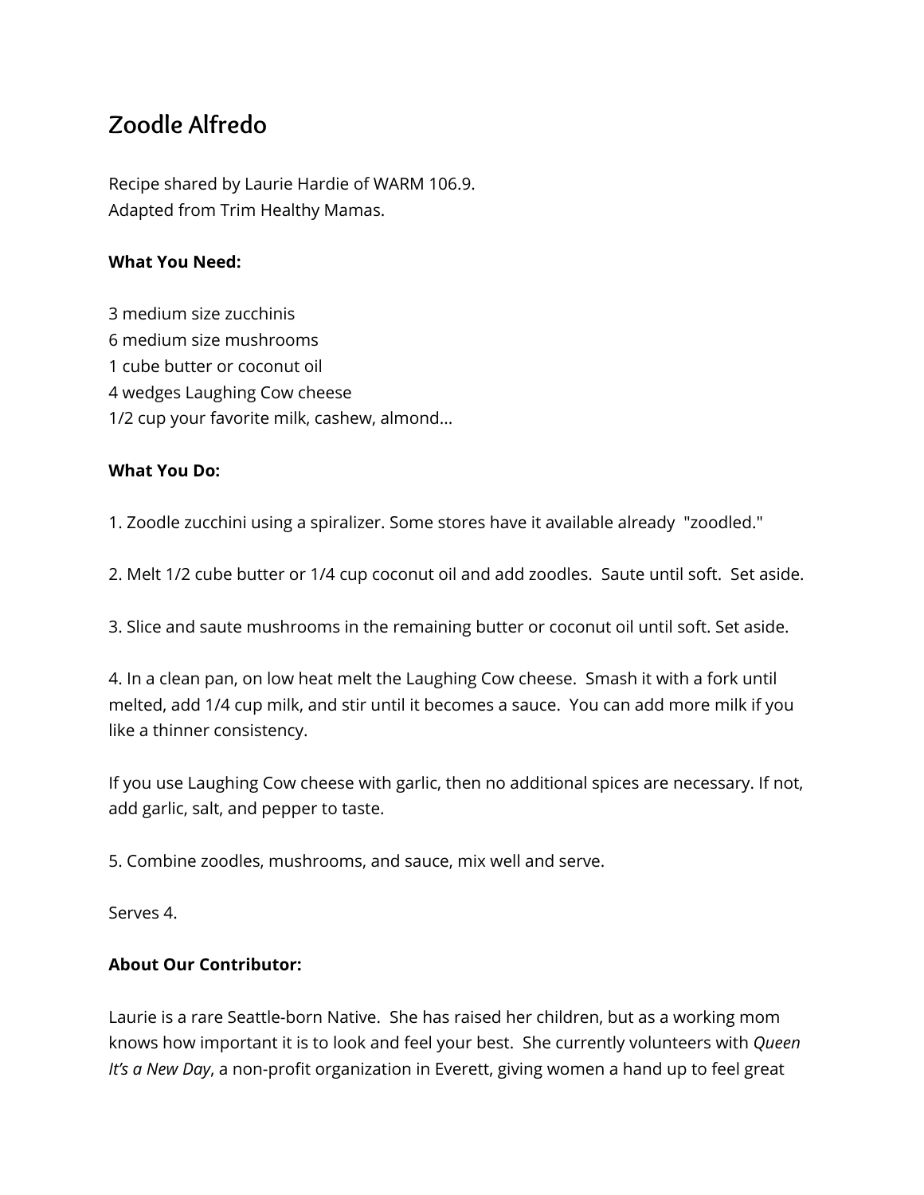# Zoodle Alfredo

Recipe shared by Laurie Hardie of WARM 106.9.
Adapted from Trim Healthy Mamas.

**What You Need:**

3 medium size zucchinis
6 medium size mushrooms
1 cube butter or coconut oil
4 wedges Laughing Cow cheese
1/2 cup your favorite milk, cashew, almond...

**What You Do:**

1. Zoodle zucchini using a spiralizer. Some stores have it available already "zoodled."

2. Melt 1/2 cube butter or 1/4 cup coconut oil and add zoodles. Saute until soft. Set aside.

3. Slice and saute mushrooms in the remaining butter or coconut oil until soft. Set aside.

4. In a clean pan, on low heat melt the Laughing Cow cheese. Smash it with a fork until melted, add 1/4 cup milk, and stir until it becomes a sauce. You can add more milk if you like a thinner consistency.

If you use Laughing Cow cheese with garlic, then no additional spices are necessary. If not, add garlic, salt, and pepper to taste.

5. Combine zoodles, mushrooms, and sauce, mix well and serve.

Serves 4.

**About Our Contributor:**

Laurie is a rare Seattle-born Native. She has raised her children, but as a working mom knows how important it is to look and feel your best. She currently volunteers with *Queen It's a New Day*, a non-profit organization in Everett, giving women a hand up to feel great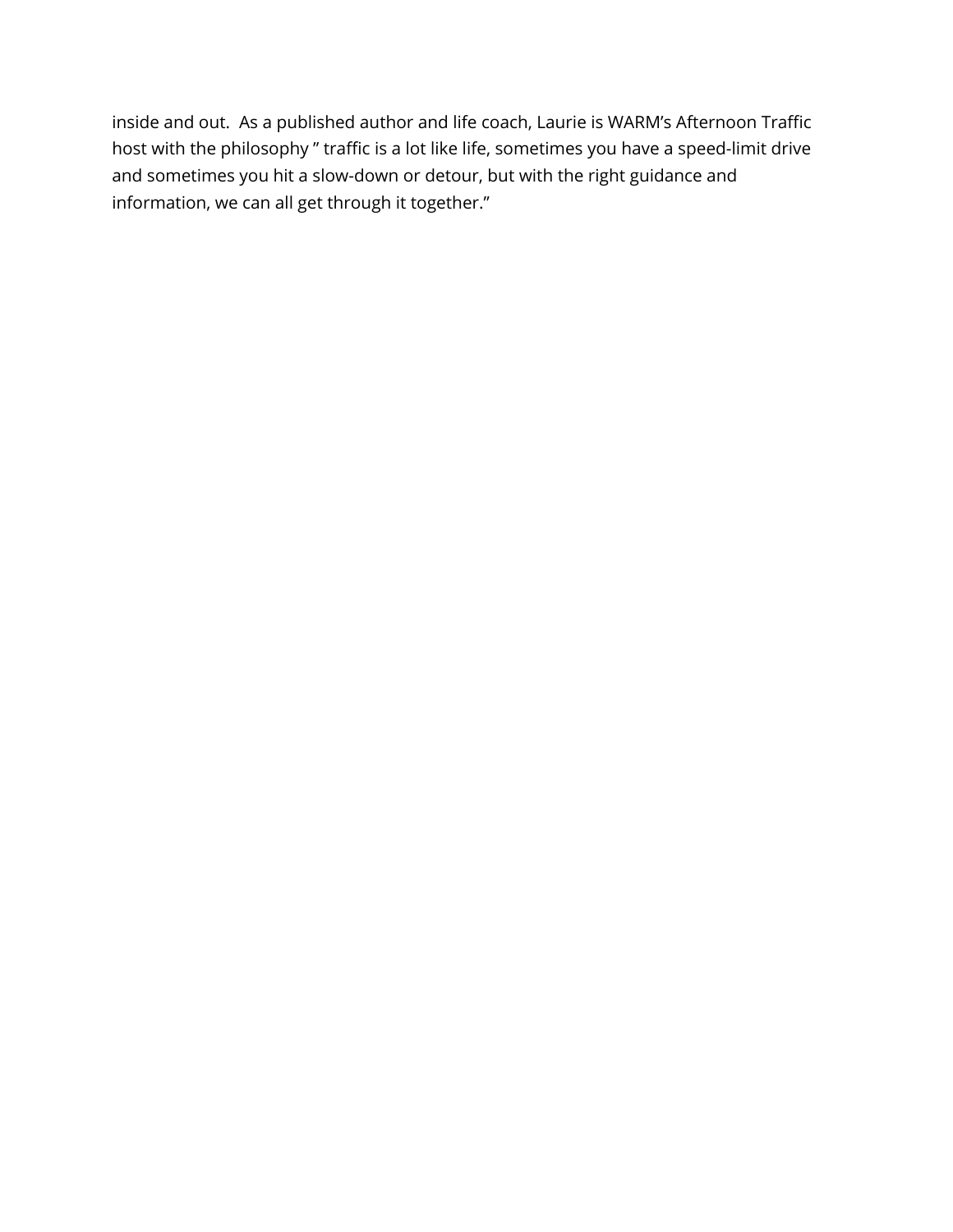inside and out.  As a published author and life coach, Laurie is WARM's Afternoon Traffic host with the philosophy " traffic is a lot like life, sometimes you have a speed-limit drive and sometimes you hit a slow-down or detour, but with the right guidance and information, we can all get through it together."